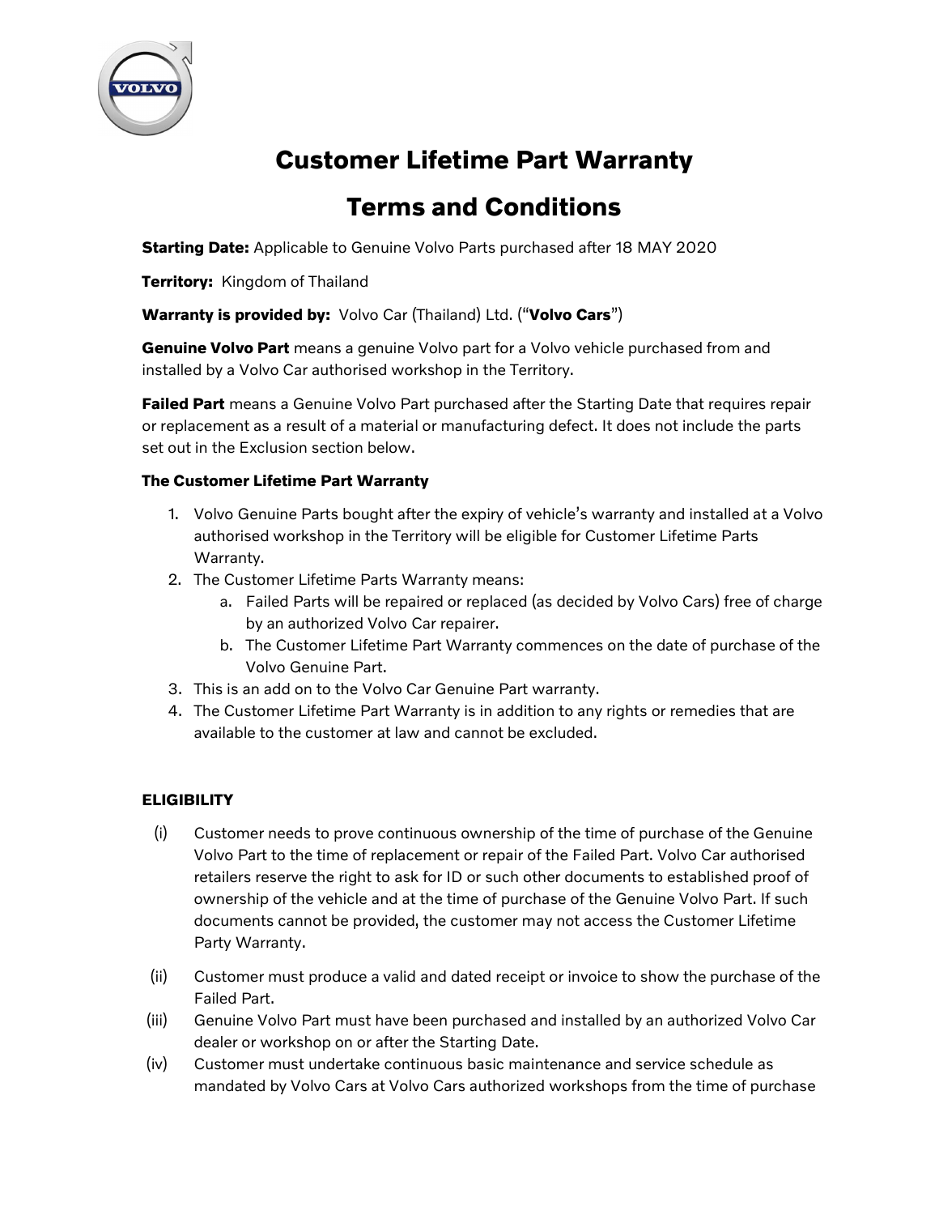# Customer Lifetime Part Warranty

# Terms and Conditions

**Starting Date:** Applicable to Genuine Volvo Parts purchased after 18 MAY 2020

**Territory:** Kingdom of Thailand

**Warranty is provided by:** Volvo Car (Thailand) Ltd. ("**Volvo Cars**")

**Genuine Volvo Part** means a genuine Volvo part for a Volvo vehicle purchased from and installed by a Volvo Car authorised workshop in the Territory.

**Failed Part** means a Genuine Volvo Part purchased after the Starting Date that requires repair or replacement as a result of a material or manufacturing defect. It does not include the parts set out in the Exclusion section below.

### The Customer Lifetime Part Warranty

1. Volvo Genuine Parts bought after the expiry of vehicle's warranty and installed at a Volvo authorised workshop in the Territory will be eligible for Customer Lifetime Parts Warranty.
2. The Customer Lifetime Parts Warranty means:
   a. Failed Parts will be repaired or replaced (as decided by Volvo Cars) free of charge by an authorized Volvo Car repairer.
   b. The Customer Lifetime Part Warranty commences on the date of purchase of the Volvo Genuine Part.
3. This is an add on to the Volvo Car Genuine Part warranty.
4. The Customer Lifetime Part Warranty is in addition to any rights or remedies that are available to the customer at law and cannot be excluded.

### ELIGIBILITY

(i) Customer needs to prove continuous ownership of the time of purchase of the Genuine Volvo Part to the time of replacement or repair of the Failed Part. Volvo Car authorised retailers reserve the right to ask for ID or such other documents to established proof of ownership of the vehicle and at the time of purchase of the Genuine Volvo Part. If such documents cannot be provided, the customer may not access the Customer Lifetime Party Warranty.

(ii) Customer must produce a valid and dated receipt or invoice to show the purchase of the Failed Part.

(iii) Genuine Volvo Part must have been purchased and installed by an authorized Volvo Car dealer or workshop on or after the Starting Date.

(iv) Customer must undertake continuous basic maintenance and service schedule as mandated by Volvo Cars at Volvo Cars authorized workshops from the time of purchase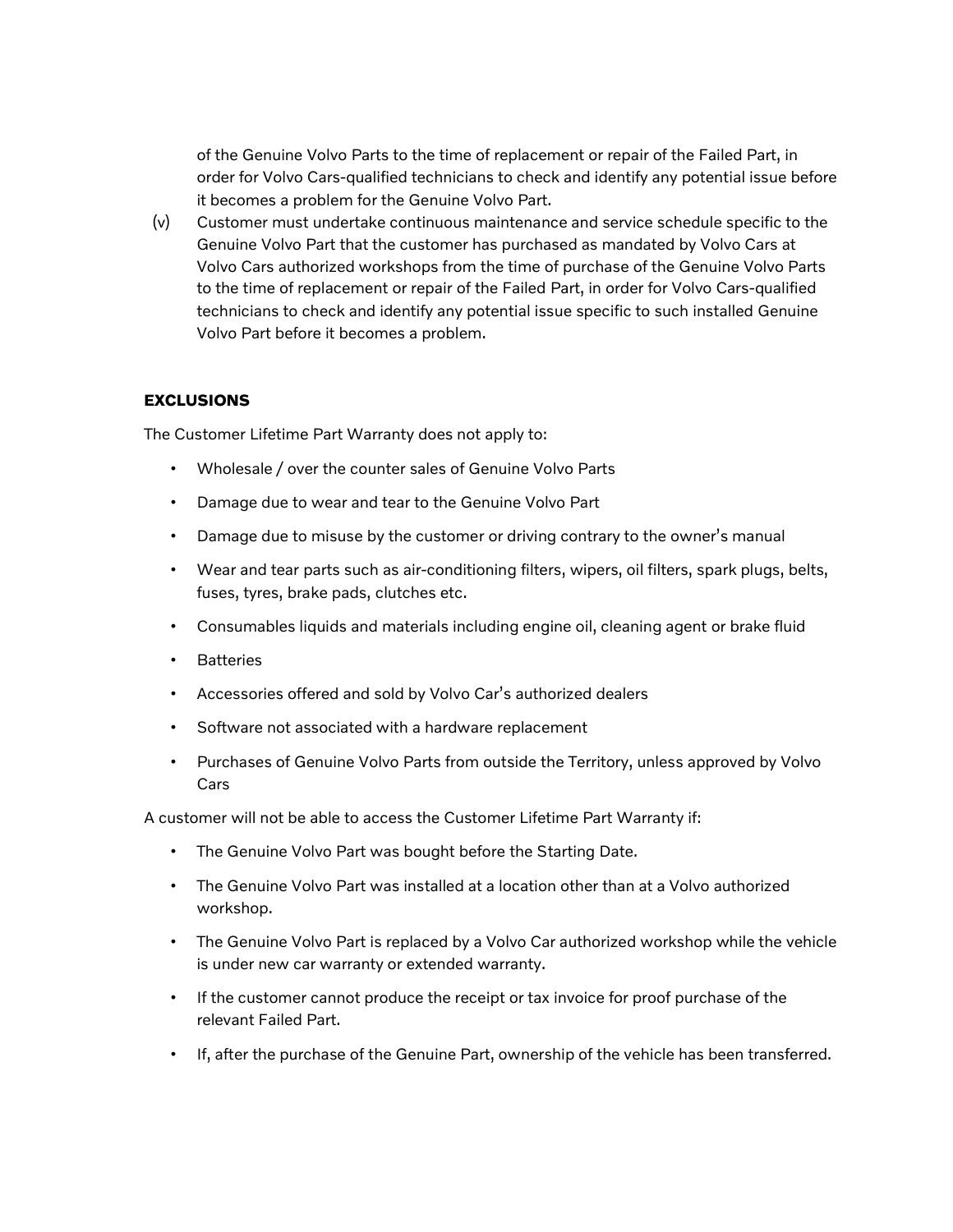of the Genuine Volvo Parts to the time of replacement or repair of the Failed Part, in order for Volvo Cars-qualified technicians to check and identify any potential issue before it becomes a problem for the Genuine Volvo Part.

(v) Customer must undertake continuous maintenance and service schedule specific to the Genuine Volvo Part that the customer has purchased as mandated by Volvo Cars at Volvo Cars authorized workshops from the time of purchase of the Genuine Volvo Parts to the time of replacement or repair of the Failed Part, in order for Volvo Cars-qualified technicians to check and identify any potential issue specific to such installed Genuine Volvo Part before it becomes a problem.

**EXCLUSIONS**

The Customer Lifetime Part Warranty does not apply to:

- Wholesale / over the counter sales of Genuine Volvo Parts
- Damage due to wear and tear to the Genuine Volvo Part
- Damage due to misuse by the customer or driving contrary to the owner's manual
- Wear and tear parts such as air-conditioning filters, wipers, oil filters, spark plugs, belts, fuses, tyres, brake pads, clutches etc.
- Consumables liquids and materials including engine oil, cleaning agent or brake fluid
- Batteries
- Accessories offered and sold by Volvo Car's authorized dealers
- Software not associated with a hardware replacement
- Purchases of Genuine Volvo Parts from outside the Territory, unless approved by Volvo Cars

A customer will not be able to access the Customer Lifetime Part Warranty if:

- The Genuine Volvo Part was bought before the Starting Date.
- The Genuine Volvo Part was installed at a location other than at a Volvo authorized workshop.
- The Genuine Volvo Part is replaced by a Volvo Car authorized workshop while the vehicle is under new car warranty or extended warranty.
- If the customer cannot produce the receipt or tax invoice for proof purchase of the relevant Failed Part.
- If, after the purchase of the Genuine Part, ownership of the vehicle has been transferred.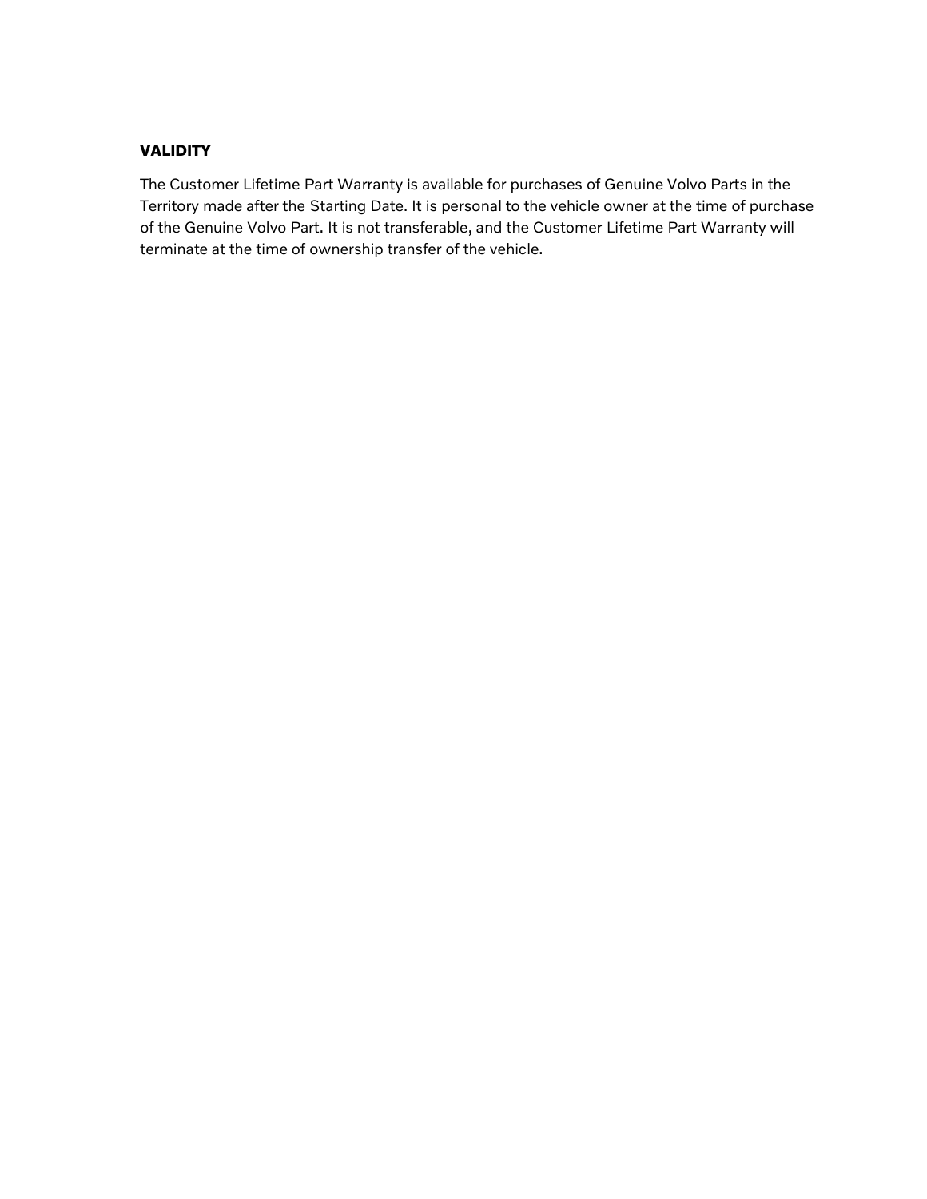## VALIDITY

The Customer Lifetime Part Warranty is available for purchases of Genuine Volvo Parts in the Territory made after the Starting Date. It is personal to the vehicle owner at the time of purchase of the Genuine Volvo Part. It is not transferable, and the Customer Lifetime Part Warranty will terminate at the time of ownership transfer of the vehicle.